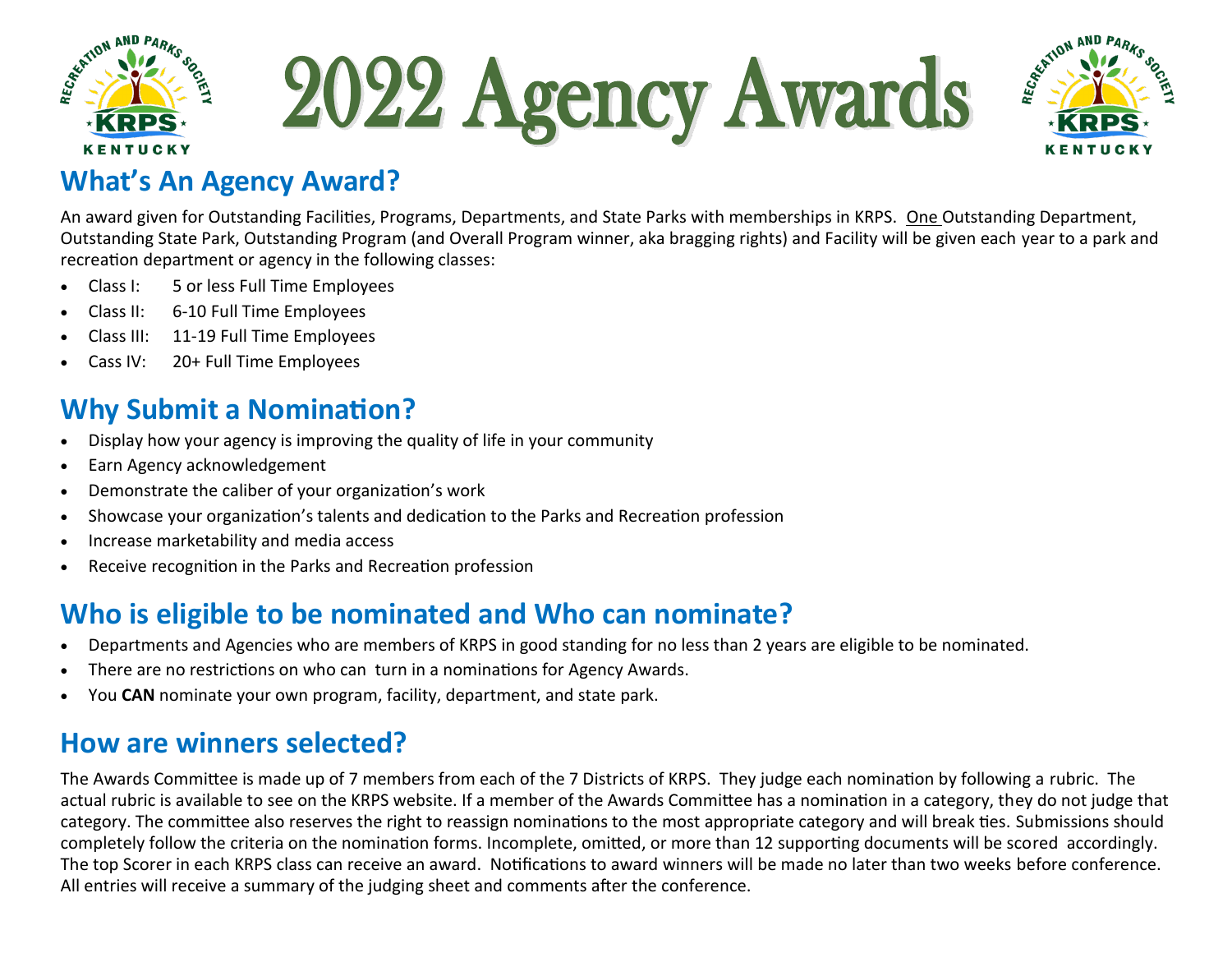# 2022 Agency Awards

## What's An Agency Award?

An award given for Outstanding Facilities, Programs, Departments, and State Parks with memberships in KRPS. One Outstanding Department, Outstanding State Park, Outstanding Program (and Overall Program winner, aka bragging rights) and Facility will be given each year to a park and recreation department or agency in the following classes:

- Class I: 5 or less Full Time Employees
- Class II: 6-10 Full Time Employees
- Class III: 11-19 Full Time Employees
- Cass IV: 20+ Full Time Employees

## Why Submit a Nomination?

- Display how your agency is improving the quality of life in your community
- Earn Agency acknowledgement
- Demonstrate the caliber of your organization's work
- Showcase your organization's talents and dedication to the Parks and Recreation profession
- Increase marketability and media access
- Receive recognition in the Parks and Recreation profession

## Who is eligible to be nominated and Who can nominate?

- Departments and Agencies who are members of KRPS in good standing for no less than 2 years are eligible to be nominated.
- There are no restrictions on who can turn in a nominations for Agency Awards.
- You **CAN** nominate your own program, facility, department, and state park.

## How are winners selected?

The Awards Committee is made up of 7 members from each of the 7 Districts of KRPS. They judge each nomination by following a rubric. The actual rubric is available to see on the KRPS website. If a member of the Awards Committee has a nomination in a category, they do not judge that category. The committee also reserves the right to reassign nominations to the most appropriate category and will break ties. Submissions should completely follow the criteria on the nomination forms. Incomplete, omitted, or more than 12 supporting documents will be scored accordingly. The top Scorer in each KRPS class can receive an award. Notifications to award winners will be made no later than two weeks before conference. All entries will receive a summary of the judging sheet and comments after the conference.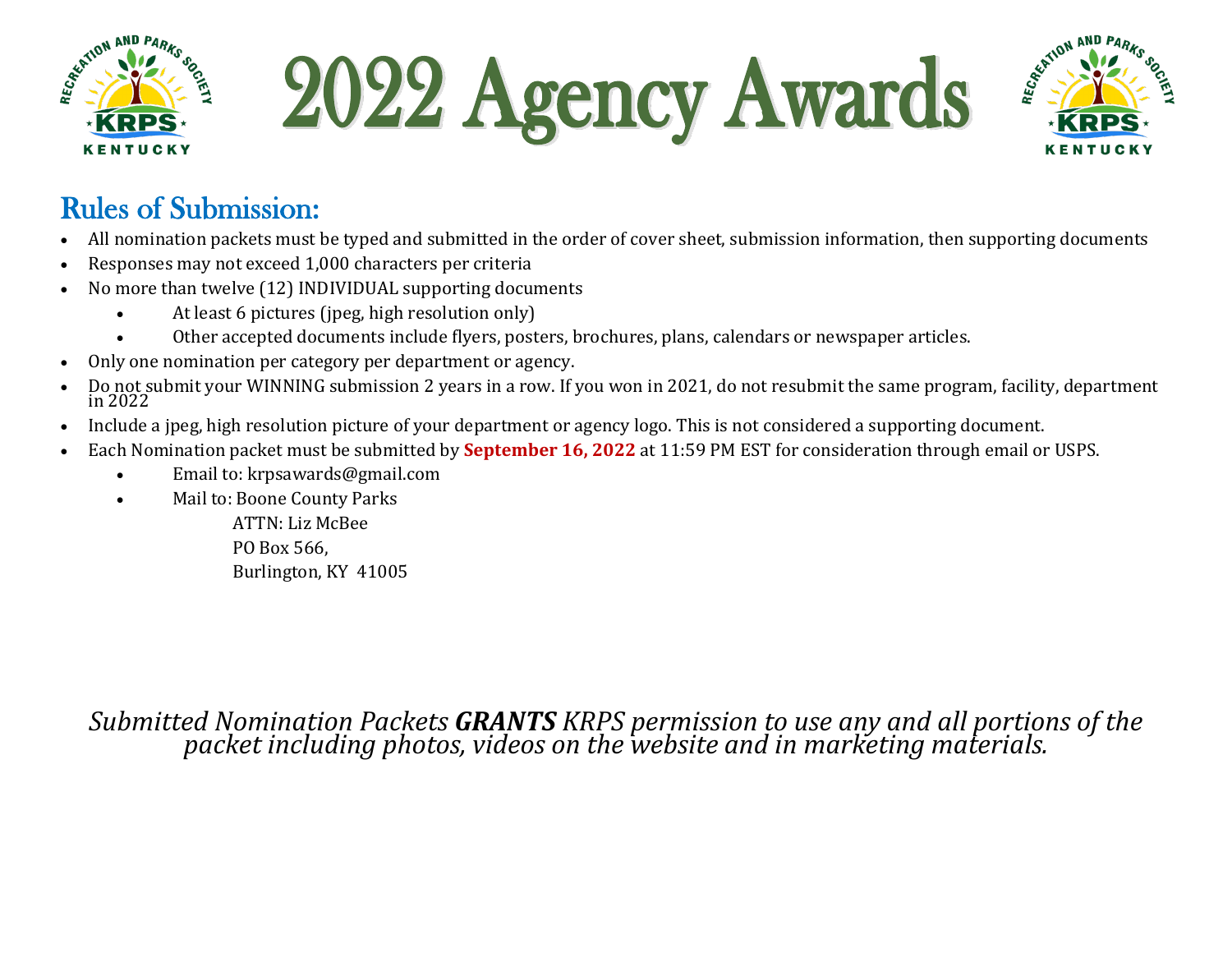# 2022 Agency Awards

## Rules of Submission:

- All nomination packets must be typed and submitted in the order of cover sheet, submission information, then supporting documents
- Responses may not exceed 1,000 characters per criteria
- No more than twelve (12) INDIVIDUAL supporting documents
  - At least 6 pictures (jpeg, high resolution only)
  - Other accepted documents include flyers, posters, brochures, plans, calendars or newspaper articles.
- Only one nomination per category per department or agency.
- Do not submit your WINNING submission 2 years in a row. If you won in 2021, do not resubmit the same program, facility, department in 2022
- Include a jpeg, high resolution picture of your department or agency logo. This is not considered a supporting document.
- Each Nomination packet must be submitted by **September 16, 2022** at 11:59 PM EST for consideration through email or USPS.
  - Email to: krpsawards@gmail.com
  - Mail to: Boone County Parks
    ATTN: Liz McBee
    PO Box 566,
    Burlington, KY 41005

*Submitted Nomination Packets **GRANTS** KRPS permission to use any and all portions of the packet including photos, videos on the website and in marketing materials.*